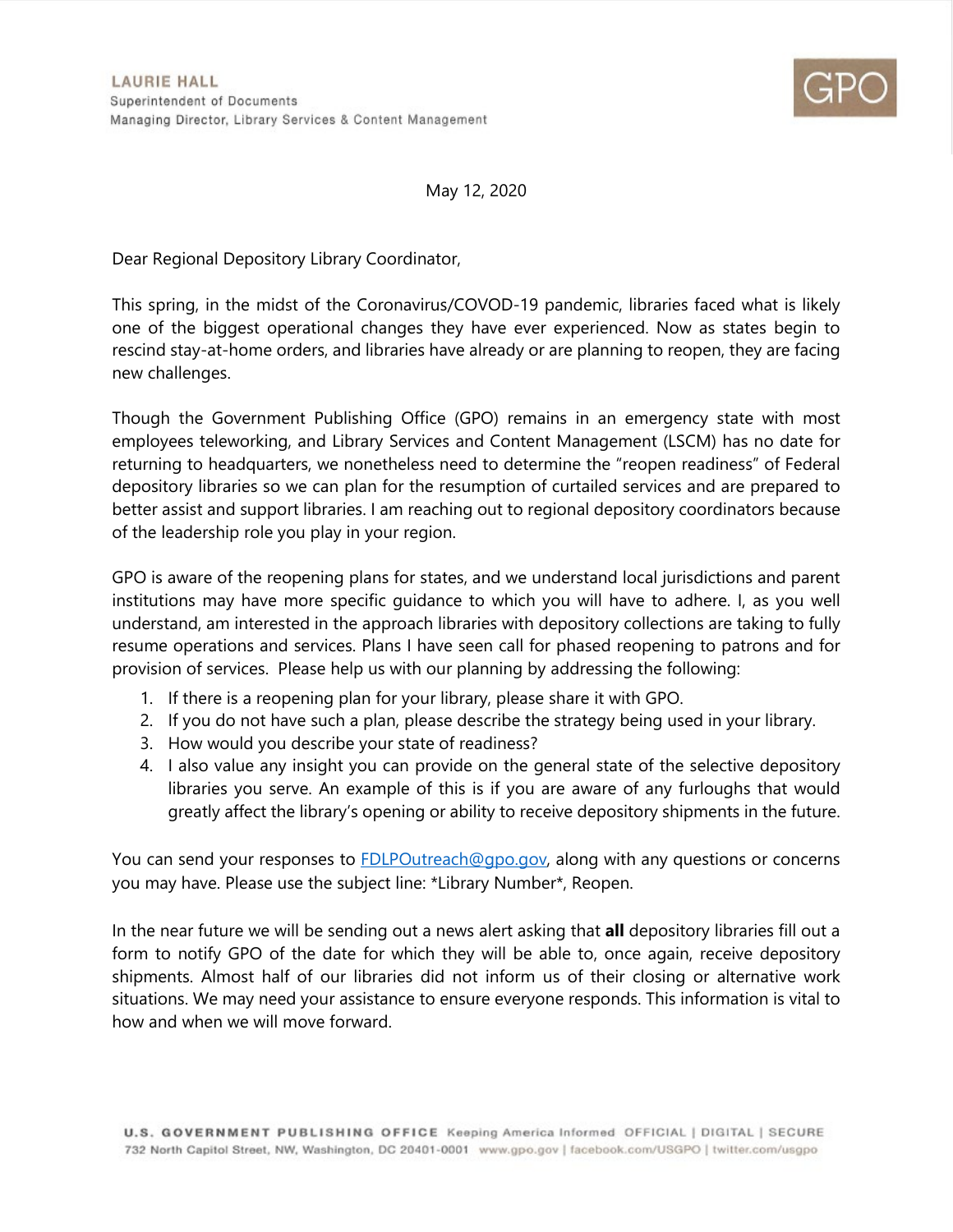**LAURIE HALL**
Superintendent of Documents
Managing Director, Library Services & Content Management

GPO

May 12, 2020

Dear Regional Depository Library Coordinator,

This spring, in the midst of the Coronavirus/COVOD-19 pandemic, libraries faced what is likely one of the biggest operational changes they have ever experienced. Now as states begin to rescind stay-at-home orders, and libraries have already or are planning to reopen, they are facing new challenges.

Though the Government Publishing Office (GPO) remains in an emergency state with most employees teleworking, and Library Services and Content Management (LSCM) has no date for returning to headquarters, we nonetheless need to determine the "reopen readiness" of Federal depository libraries so we can plan for the resumption of curtailed services and are prepared to better assist and support libraries. I am reaching out to regional depository coordinators because of the leadership role you play in your region.

GPO is aware of the reopening plans for states, and we understand local jurisdictions and parent institutions may have more specific guidance to which you will have to adhere. I, as you well understand, am interested in the approach libraries with depository collections are taking to fully resume operations and services. Plans I have seen call for phased reopening to patrons and for provision of services. Please help us with our planning by addressing the following:

1. If there is a reopening plan for your library, please share it with GPO.
2. If you do not have such a plan, please describe the strategy being used in your library.
3. How would you describe your state of readiness?
4. I also value any insight you can provide on the general state of the selective depository libraries you serve. An example of this is if you are aware of any furloughs that would greatly affect the library's opening or ability to receive depository shipments in the future.

You can send your responses to [FDLPOutreach@gpo.gov](mailto:FDLPOutreach@gpo.gov), along with any questions or concerns you may have. Please use the subject line: *Library Number*, Reopen.

In the near future we will be sending out a news alert asking that **all** depository libraries fill out a form to notify GPO of the date for which they will be able to, once again, receive depository shipments. Almost half of our libraries did not inform us of their closing or alternative work situations. We may need your assistance to ensure everyone responds. This information is vital to how and when we will move forward.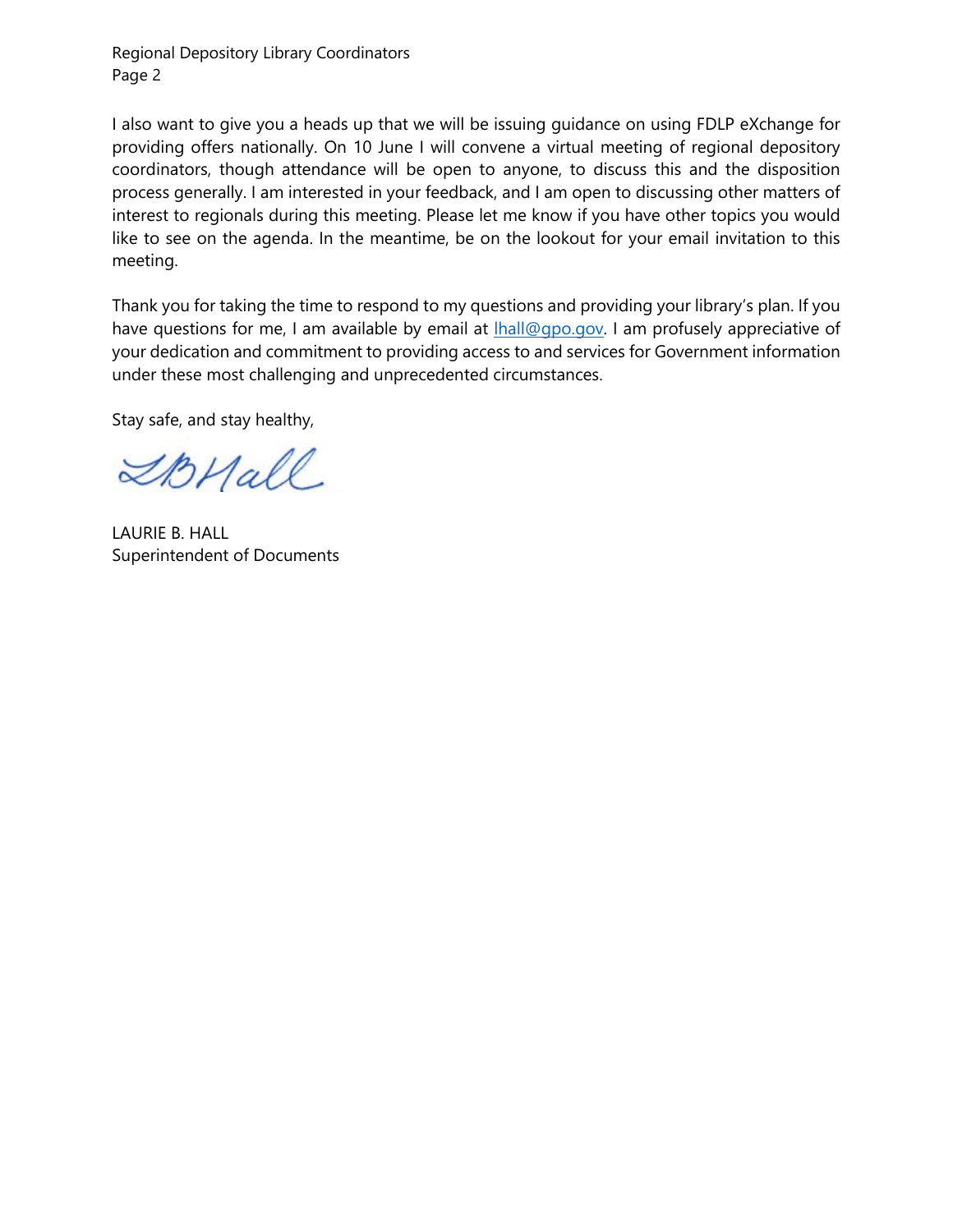I also want to give you a heads up that we will be issuing guidance on using FDLP eXchange for providing offers nationally. On 10 June I will convene a virtual meeting of regional depository coordinators, though attendance will be open to anyone, to discuss this and the disposition process generally. I am interested in your feedback, and I am open to discussing other matters of interest to regionals during this meeting. Please let me know if you have other topics you would like to see on the agenda. In the meantime, be on the lookout for your email invitation to this meeting.

Thank you for taking the time to respond to my questions and providing your library's plan. If you have questions for me, I am available by email at lhall@gpo.gov. I am profusely appreciative of your dedication and commitment to providing access to and services for Government information under these most challenging and unprecedented circumstances.

Stay safe, and stay healthy,

LBHall

LAURIE B. HALL
Superintendent of Documents